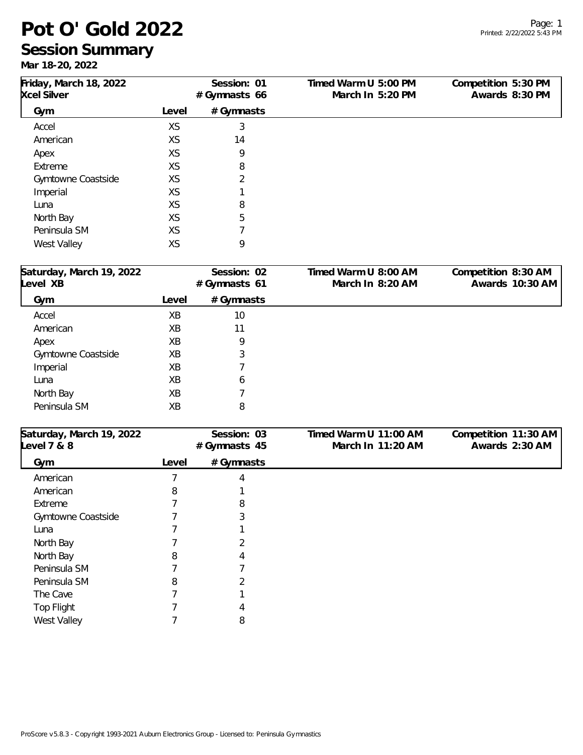# Pot O' Gold 2022

## Session Summary

**Mar 18-20, 2022**

Printed: 2/22/2022 5:43 PM

| Friday, March 18, 2022 | Session: 01 | Timed Warm U 5:00 PM | Competition 5:30 PM |
|---|---|---|---|
| Xcel Silver | # Gymnasts 66 | March In 5:20 PM | Awards 8:30 PM |

| Gym | Level | # Gymnasts |
|---|---|---|
| Accel | XS | 3 |
| American | XS | 14 |
| Apex | XS | 9 |
| Extreme | XS | 8 |
| Gymtowne Coastside | XS | 2 |
| Imperial | XS | 1 |
| Luna | XS | 8 |
| North Bay | XS | 5 |
| Peninsula SM | XS | 7 |
| West Valley | XS | 9 |

| Saturday, March 19, 2022 | Session: 02 | Timed Warm U 8:00 AM | Competition 8:30 AM |
|---|---|---|---|
| Level XB | # Gymnasts 61 | March In 8:20 AM | Awards 10:30 AM |

| Gym | Level | # Gymnasts |
|---|---|---|
| Accel | XB | 10 |
| American | XB | 11 |
| Apex | XB | 9 |
| Gymtowne Coastside | XB | 3 |
| Imperial | XB | 7 |
| Luna | XB | 6 |
| North Bay | XB | 7 |
| Peninsula SM | XB | 8 |

| Saturday, March 19, 2022 | Session: 03 | Timed Warm U 11:00 AM | Competition 11:30 AM |
|---|---|---|---|
| Level 7 & 8 | # Gymnasts 45 | March In 11:20 AM | Awards 2:30 AM |

| Gym | Level | # Gymnasts |
|---|---|---|
| American | 7 | 4 |
| American | 8 | 1 |
| Extreme | 7 | 8 |
| Gymtowne Coastside | 7 | 3 |
| Luna | 7 | 1 |
| North Bay | 7 | 2 |
| North Bay | 8 | 4 |
| Peninsula SM | 7 | 7 |
| Peninsula SM | 8 | 2 |
| The Cave | 7 | 1 |
| Top Flight | 7 | 4 |
| West Valley | 7 | 8 |

ProScore v5.8.3 - Copyright 1993-2021 Auburn Electronics Group - Licensed to: Peninsula Gymnastics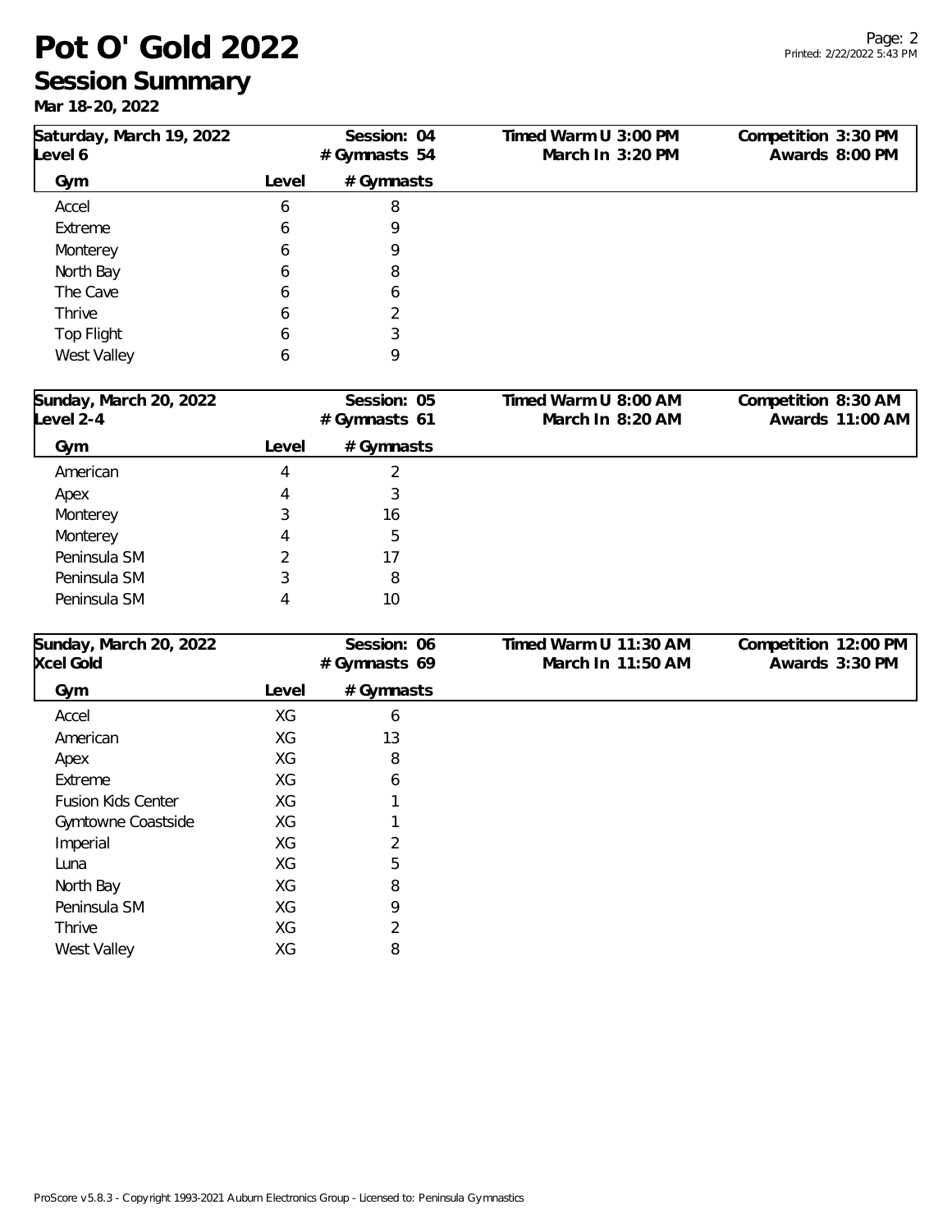# Pot O' Gold 2022

## Session Summary

**Mar 18-20, 2022**

**Saturday, March 19, 2022** — Level 6
Session: 04 — # Gymnasts 54
Timed Warm U 3:00 PM — March In 3:20 PM
Competition 3:30 PM — Awards 8:00 PM

| Gym | Level | # Gymnasts |
|---|---|---|
| Accel | 6 | 8 |
| Extreme | 6 | 9 |
| Monterey | 6 | 9 |
| North Bay | 6 | 8 |
| The Cave | 6 | 6 |
| Thrive | 6 | 2 |
| Top Flight | 6 | 3 |
| West Valley | 6 | 9 |

**Sunday, March 20, 2022** — Level 2-4
Session: 05 — # Gymnasts 61
Timed Warm U 8:00 AM — March In 8:20 AM
Competition 8:30 AM — Awards 11:00 AM

| Gym | Level | # Gymnasts |
|---|---|---|
| American | 4 | 2 |
| Apex | 4 | 3 |
| Monterey | 3 | 16 |
| Monterey | 4 | 5 |
| Peninsula SM | 2 | 17 |
| Peninsula SM | 3 | 8 |
| Peninsula SM | 4 | 10 |

**Sunday, March 20, 2022** — Xcel Gold
Session: 06 — # Gymnasts 69
Timed Warm U 11:30 AM — March In 11:50 AM
Competition 12:00 PM — Awards 3:30 PM

| Gym | Level | # Gymnasts |
|---|---|---|
| Accel | XG | 6 |
| American | XG | 13 |
| Apex | XG | 8 |
| Extreme | XG | 6 |
| Fusion Kids Center | XG | 1 |
| Gymtowne Coastside | XG | 1 |
| Imperial | XG | 2 |
| Luna | XG | 5 |
| North Bay | XG | 8 |
| Peninsula SM | XG | 9 |
| Thrive | XG | 2 |
| West Valley | XG | 8 |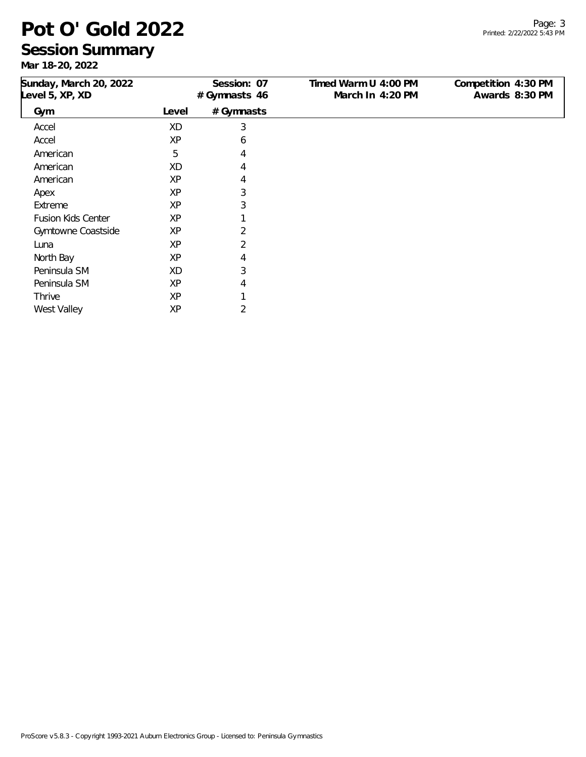# Pot O' Gold 2022

## Session Summary

**Mar 18-20, 2022**

| Sunday, March 20, 2022<br>Level 5, XP, XD | Session: 07<br># Gymnasts 46 | Timed Warm U 4:00 PM<br>March In 4:20 PM | Competition 4:30 PM<br>Awards 8:30 PM |
|---|---|---|---|

| Gym | Level | # Gymnasts |
|---|---|---|
| Accel | XD | 3 |
| Accel | XP | 6 |
| American | 5 | 4 |
| American | XD | 4 |
| American | XP | 4 |
| Apex | XP | 3 |
| Extreme | XP | 3 |
| Fusion Kids Center | XP | 1 |
| Gymtowne Coastside | XP | 2 |
| Luna | XP | 2 |
| North Bay | XP | 4 |
| Peninsula SM | XD | 3 |
| Peninsula SM | XP | 4 |
| Thrive | XP | 1 |
| West Valley | XP | 2 |

ProScore v5.8.3 - Copyright 1993-2021 Auburn Electronics Group - Licensed to: Peninsula Gymnastics